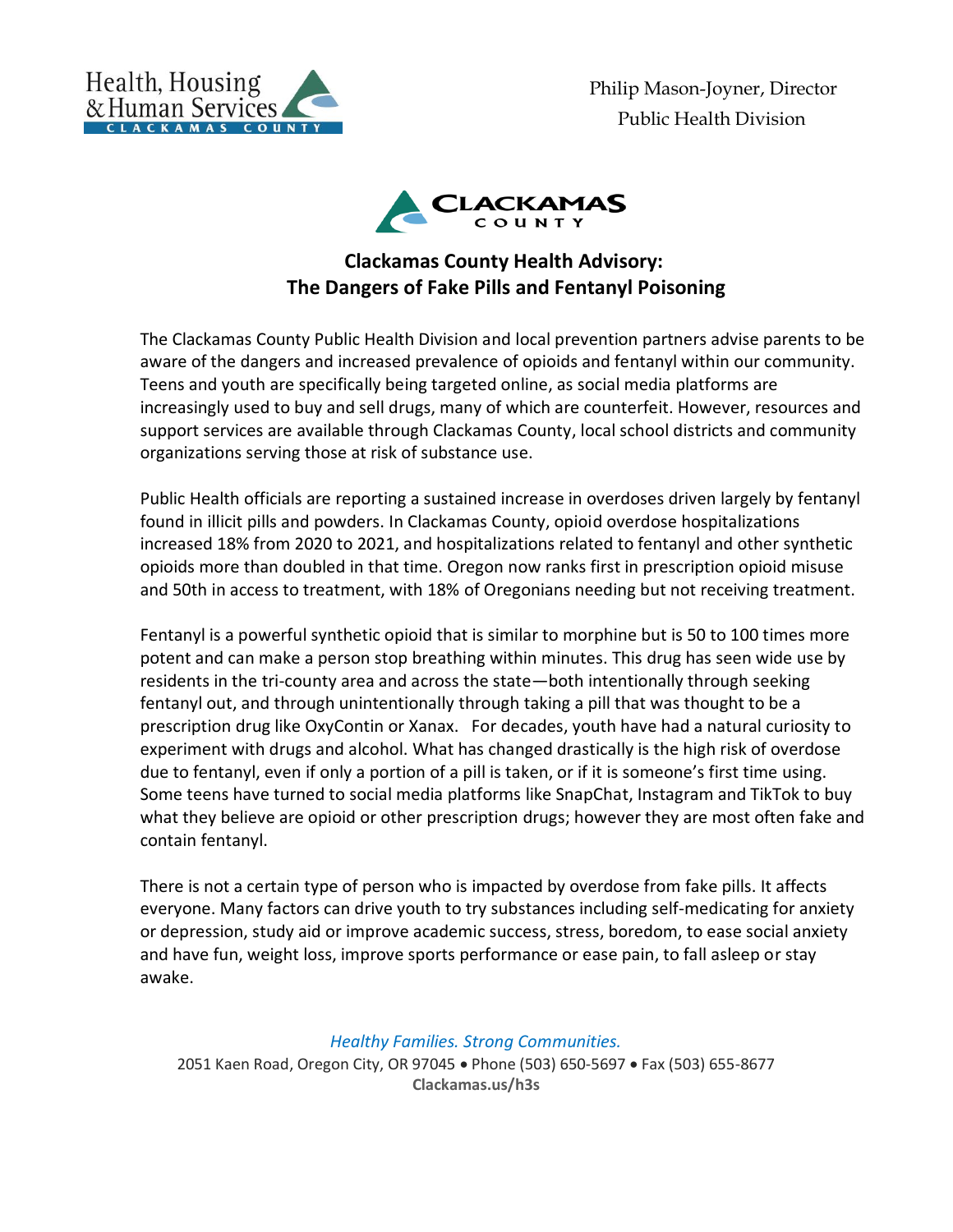Health, Housing & Human Services
CLACKAMAS COUNTY

Philip Mason-Joyner, Director
Public Health Division

CLACKAMAS COUNTY

# Clackamas County Health Advisory: The Dangers of Fake Pills and Fentanyl Poisoning

The Clackamas County Public Health Division and local prevention partners advise parents to be aware of the dangers and increased prevalence of opioids and fentanyl within our community. Teens and youth are specifically being targeted online, as social media platforms are increasingly used to buy and sell drugs, many of which are counterfeit. However, resources and support services are available through Clackamas County, local school districts and community organizations serving those at risk of substance use.

Public Health officials are reporting a sustained increase in overdoses driven largely by fentanyl found in illicit pills and powders. In Clackamas County, opioid overdose hospitalizations increased 18% from 2020 to 2021, and hospitalizations related to fentanyl and other synthetic opioids more than doubled in that time. Oregon now ranks first in prescription opioid misuse and 50th in access to treatment, with 18% of Oregonians needing but not receiving treatment.

Fentanyl is a powerful synthetic opioid that is similar to morphine but is 50 to 100 times more potent and can make a person stop breathing within minutes. This drug has seen wide use by residents in the tri-county area and across the state—both intentionally through seeking fentanyl out, and through unintentionally through taking a pill that was thought to be a prescription drug like OxyContin or Xanax. For decades, youth have had a natural curiosity to experiment with drugs and alcohol. What has changed drastically is the high risk of overdose due to fentanyl, even if only a portion of a pill is taken, or if it is someone's first time using. Some teens have turned to social media platforms like SnapChat, Instagram and TikTok to buy what they believe are opioid or other prescription drugs; however they are most often fake and contain fentanyl.

There is not a certain type of person who is impacted by overdose from fake pills. It affects everyone. Many factors can drive youth to try substances including self-medicating for anxiety or depression, study aid or improve academic success, stress, boredom, to ease social anxiety and have fun, weight loss, improve sports performance or ease pain, to fall asleep or stay awake.

*Healthy Families. Strong Communities.*
2051 Kaen Road, Oregon City, OR 97045 • Phone (503) 650-5697 • Fax (503) 655-8677
**Clackamas.us/h3s**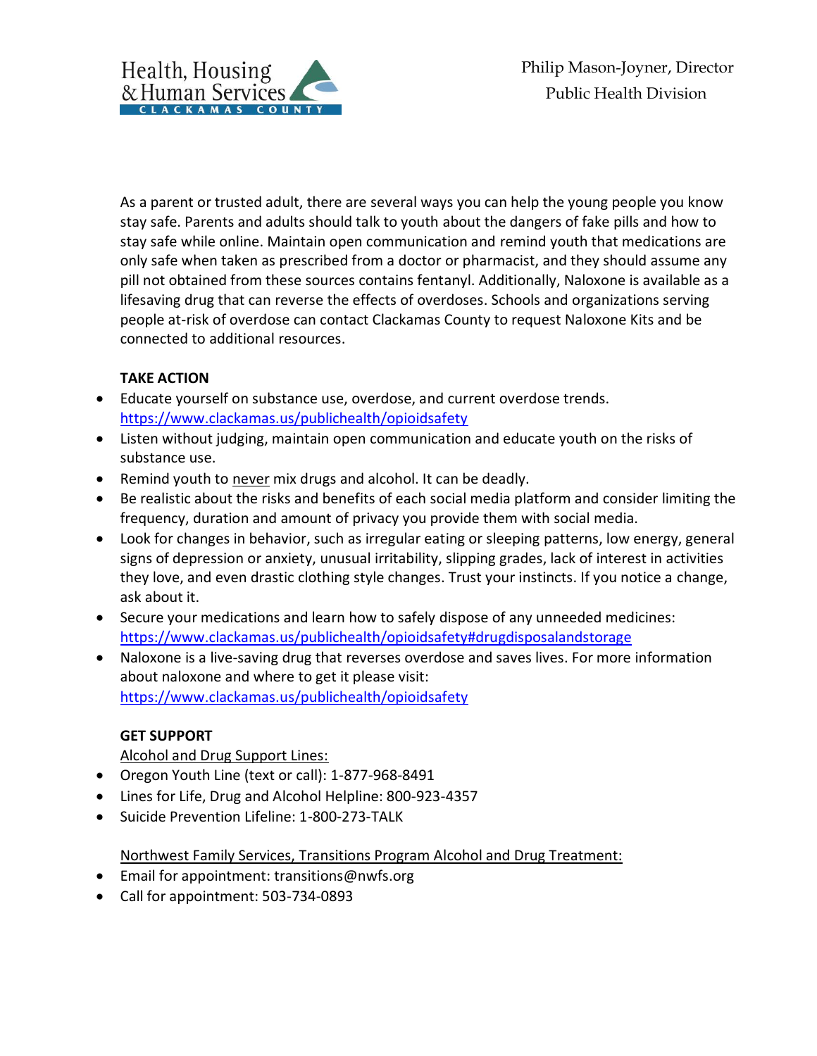Health, Housing & Human Services
CLACKAMAS COUNTY

Philip Mason-Joyner, Director
Public Health Division

As a parent or trusted adult, there are several ways you can help the young people you know stay safe. Parents and adults should talk to youth about the dangers of fake pills and how to stay safe while online. Maintain open communication and remind youth that medications are only safe when taken as prescribed from a doctor or pharmacist, and they should assume any pill not obtained from these sources contains fentanyl. Additionally, Naloxone is available as a lifesaving drug that can reverse the effects of overdoses. Schools and organizations serving people at-risk of overdose can contact Clackamas County to request Naloxone Kits and be connected to additional resources.

**TAKE ACTION**

- Educate yourself on substance use, overdose, and current overdose trends. https://www.clackamas.us/publichealth/opioidsafety
- Listen without judging, maintain open communication and educate youth on the risks of substance use.
- Remind youth to never mix drugs and alcohol. It can be deadly.
- Be realistic about the risks and benefits of each social media platform and consider limiting the frequency, duration and amount of privacy you provide them with social media.
- Look for changes in behavior, such as irregular eating or sleeping patterns, low energy, general signs of depression or anxiety, unusual irritability, slipping grades, lack of interest in activities they love, and even drastic clothing style changes. Trust your instincts. If you notice a change, ask about it.
- Secure your medications and learn how to safely dispose of any unneeded medicines: https://www.clackamas.us/publichealth/opioidsafety#drugdisposalandstorage
- Naloxone is a live-saving drug that reverses overdose and saves lives. For more information about naloxone and where to get it please visit: https://www.clackamas.us/publichealth/opioidsafety

**GET SUPPORT**

Alcohol and Drug Support Lines:

- Oregon Youth Line (text or call): 1-877-968-8491
- Lines for Life, Drug and Alcohol Helpline: 800-923-4357
- Suicide Prevention Lifeline: 1-800-273-TALK

Northwest Family Services, Transitions Program Alcohol and Drug Treatment:

- Email for appointment: transitions@nwfs.org
- Call for appointment: 503-734-0893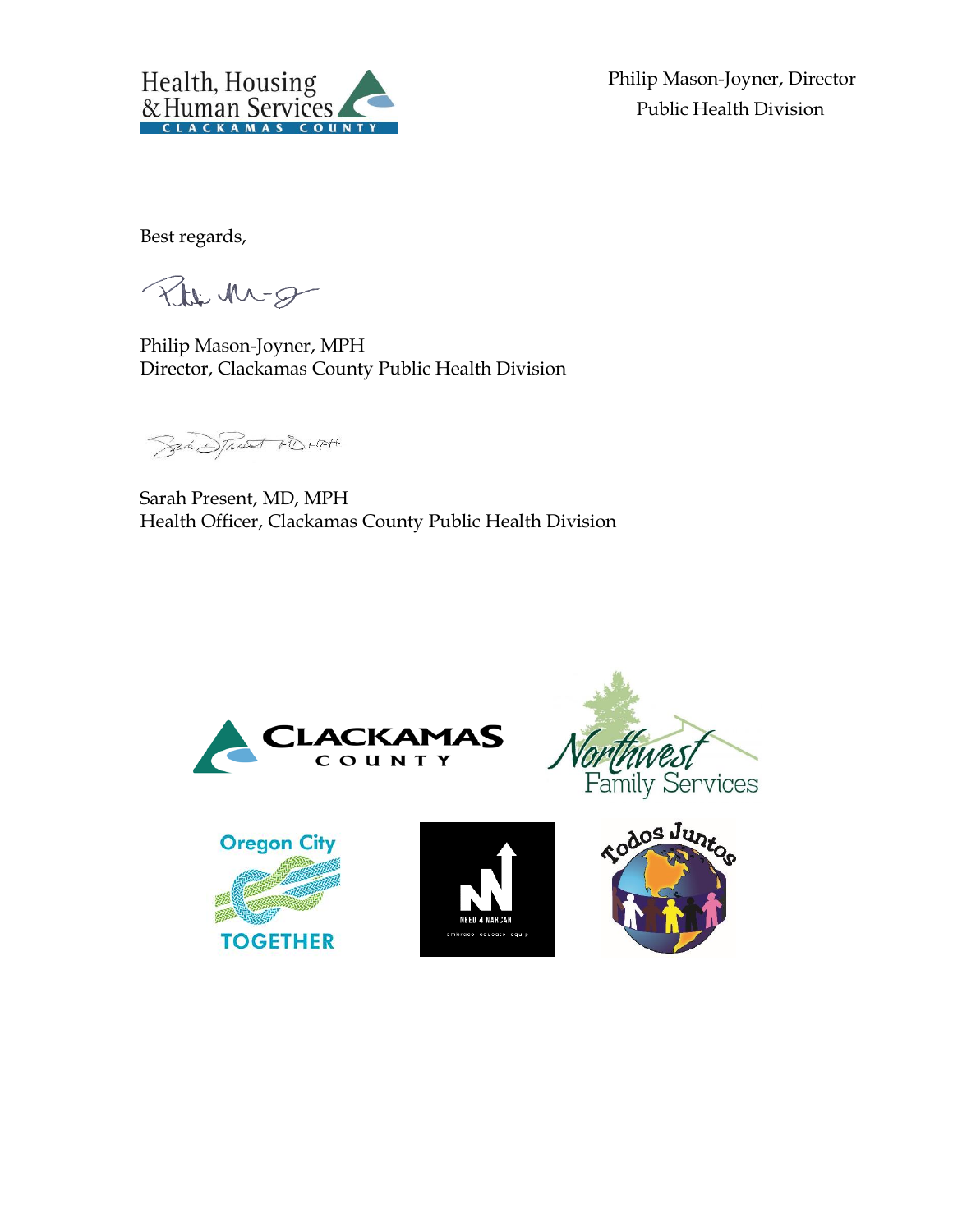Philip Mason-Joyner, Director
Public Health Division

Best regards,

Philip Mason-Joyner, MPH
Director, Clackamas County Public Health Division

Sarah Present, MD, MPH
Health Officer, Clackamas County Public Health Division